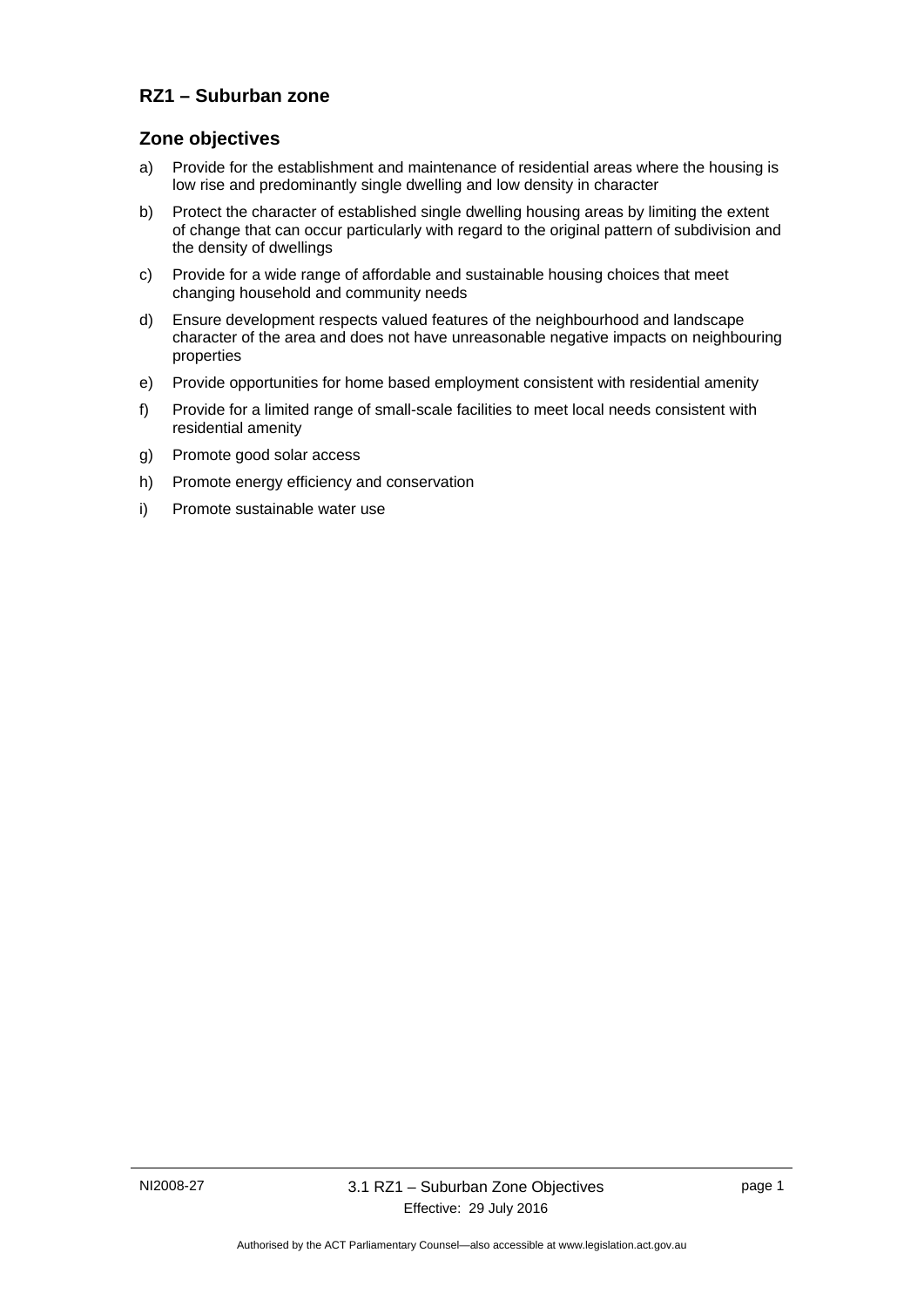## RZ1 – Suburban zone

### Zone objectives

a) Provide for the establishment and maintenance of residential areas where the housing is low rise and predominantly single dwelling and low density in character

b) Protect the character of established single dwelling housing areas by limiting the extent of change that can occur particularly with regard to the original pattern of subdivision and the density of dwellings

c) Provide for a wide range of affordable and sustainable housing choices that meet changing household and community needs

d) Ensure development respects valued features of the neighbourhood and landscape character of the area and does not have unreasonable negative impacts on neighbouring properties

e) Provide opportunities for home based employment consistent with residential amenity

f) Provide for a limited range of small-scale facilities to meet local needs consistent with residential amenity

g) Promote good solar access

h) Promote energy efficiency and conservation

i) Promote sustainable water use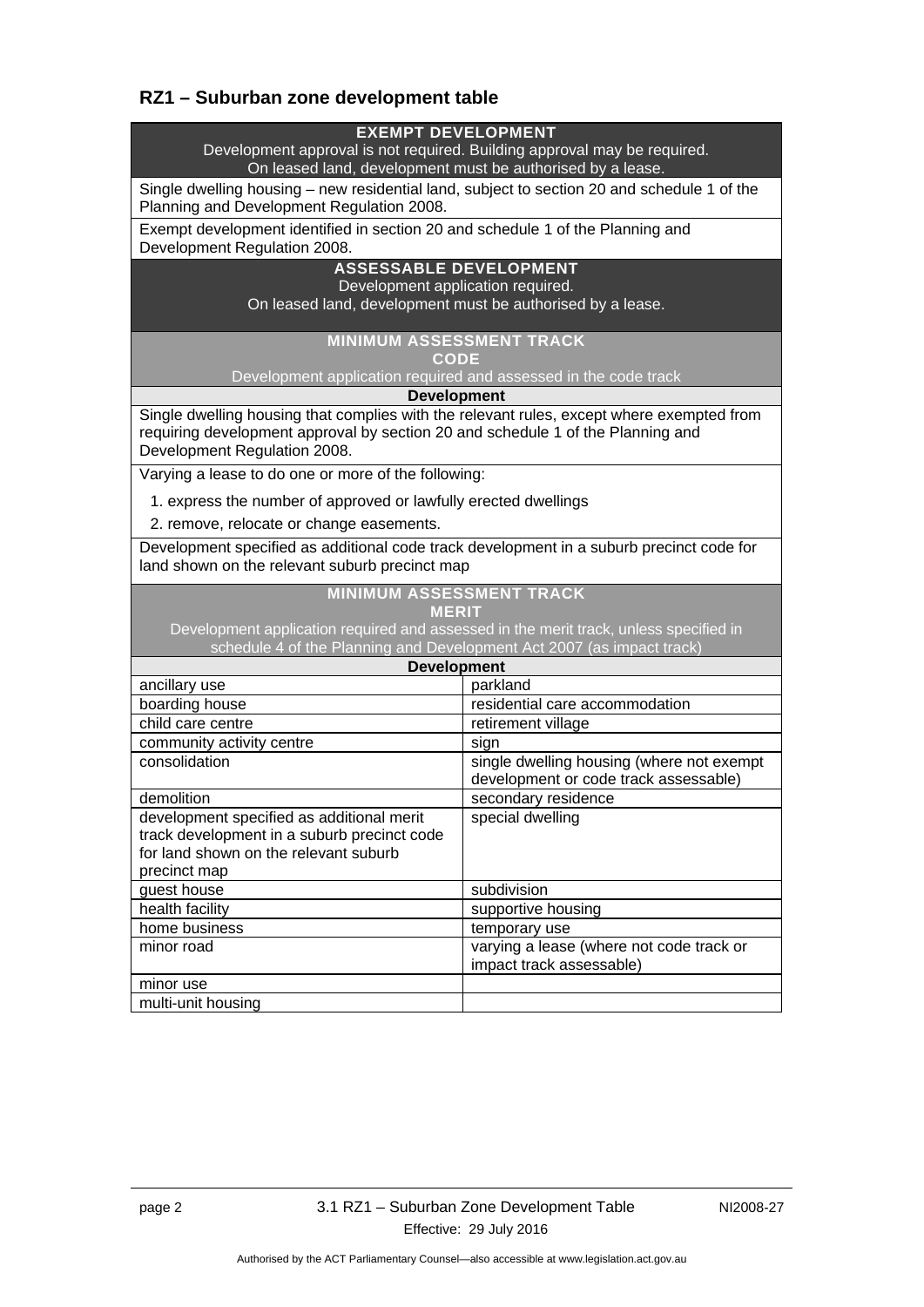## RZ1 – Suburban zone development table

| **EXEMPT DEVELOPMENT**<br>Development approval is not required. Building approval may be required.<br>On leased land, development must be authorised by a lease. | |
|---|---|
| Single dwelling housing – new residential land, subject to section 20 and schedule 1 of the Planning and Development Regulation 2008. | |
| Exempt development identified in section 20 and schedule 1 of the Planning and Development Regulation 2008. | |
| **ASSESSABLE DEVELOPMENT**<br>Development application required.<br>On leased land, development must be authorised by a lease. | |
| **MINIMUM ASSESSMENT TRACK**<br>**CODE**<br>Development application required and assessed in the code track | |
| **Development** | |
| Single dwelling housing that complies with the relevant rules, except where exempted from requiring development approval by section 20 and schedule 1 of the Planning and Development Regulation 2008. | |
| Varying a lease to do one or more of the following:<br>1. express the number of approved or lawfully erected dwellings<br>2. remove, relocate or change easements. | |
| Development specified as additional code track development in a suburb precinct code for land shown on the relevant suburb precinct map | |
| **MINIMUM ASSESSMENT TRACK**<br>**MERIT**<br>Development application required and assessed in the merit track, unless specified in schedule 4 of the Planning and Development Act 2007 (as impact track) | |
| **Development** | |
| ancillary use | parkland |
| boarding house | residential care accommodation |
| child care centre | retirement village |
| community activity centre | sign |
| consolidation | single dwelling housing (where not exempt development or code track assessable) |
| demolition | secondary residence |
| development specified as additional merit track development in a suburb precinct code for land shown on the relevant suburb precinct map | special dwelling |
| guest house | subdivision |
| health facility | supportive housing |
| home business | temporary use |
| minor road | varying a lease (where not code track or impact track assessable) |
| minor use | |
| multi-unit housing | |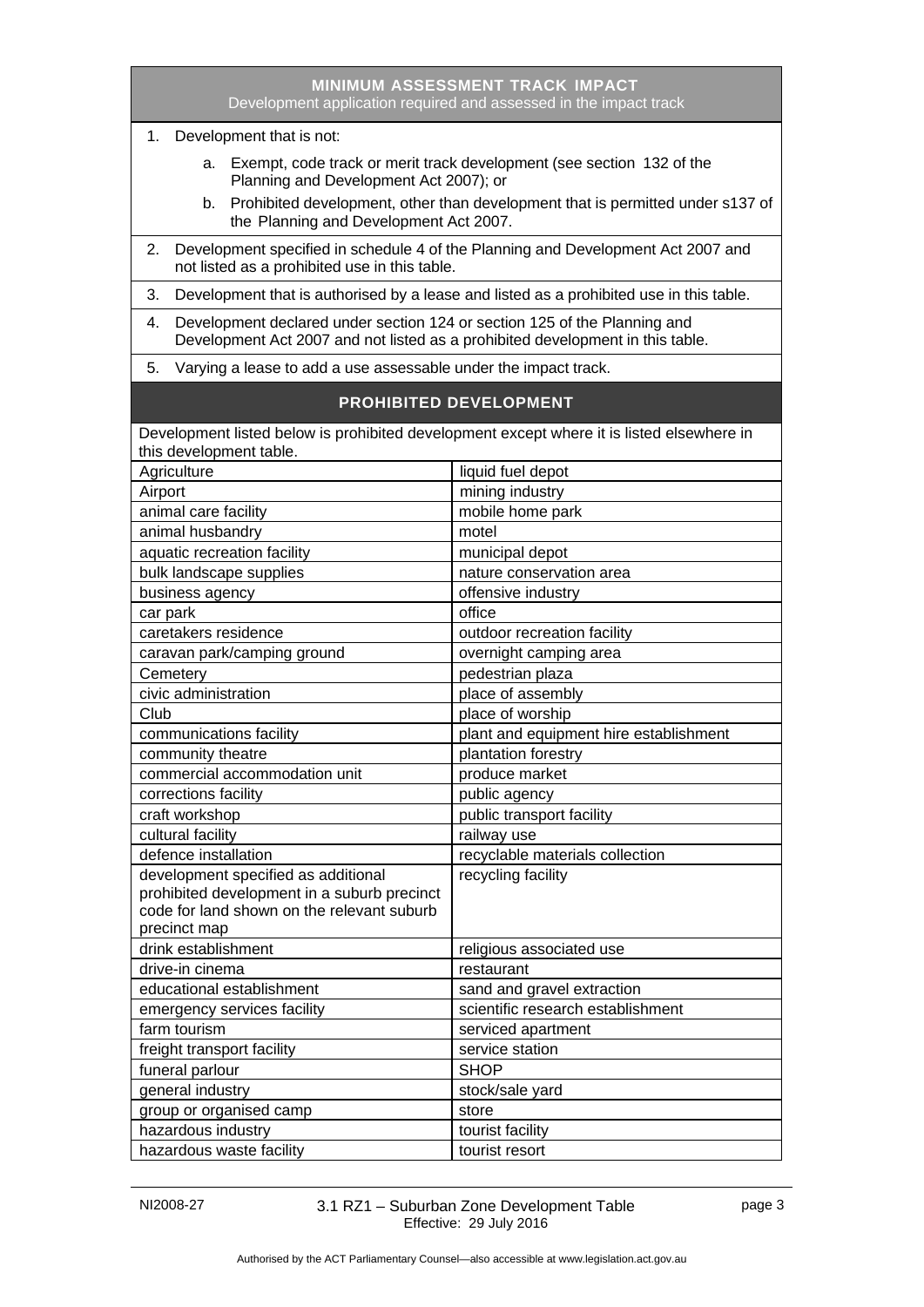## MINIMUM ASSESSMENT TRACK IMPACT

Development application required and assessed in the impact track

1. Development that is not:
   a. Exempt, code track or merit track development (see section 132 of the Planning and Development Act 2007); or
   b. Prohibited development, other than development that is permitted under s137 of the Planning and Development Act 2007.
2. Development specified in schedule 4 of the Planning and Development Act 2007 and not listed as a prohibited use in this table.
3. Development that is authorised by a lease and listed as a prohibited use in this table.
4. Development declared under section 124 or section 125 of the Planning and Development Act 2007 and not listed as a prohibited development in this table.
5. Varying a lease to add a use assessable under the impact track.

## PROHIBITED DEVELOPMENT

Development listed below is prohibited development except where it is listed elsewhere in this development table.

| | |
|---|---|
| Agriculture | liquid fuel depot |
| Airport | mining industry |
| animal care facility | mobile home park |
| animal husbandry | motel |
| aquatic recreation facility | municipal depot |
| bulk landscape supplies | nature conservation area |
| business agency | offensive industry |
| car park | office |
| caretakers residence | outdoor recreation facility |
| caravan park/camping ground | overnight camping area |
| Cemetery | pedestrian plaza |
| civic administration | place of assembly |
| Club | place of worship |
| communications facility | plant and equipment hire establishment |
| community theatre | plantation forestry |
| commercial accommodation unit | produce market |
| corrections facility | public agency |
| craft workshop | public transport facility |
| cultural facility | railway use |
| defence installation | recyclable materials collection |
| development specified as additional prohibited development in a suburb precinct code for land shown on the relevant suburb precinct map | recycling facility |
| drink establishment | religious associated use |
| drive-in cinema | restaurant |
| educational establishment | sand and gravel extraction |
| emergency services facility | scientific research establishment |
| farm tourism | serviced apartment |
| freight transport facility | service station |
| funeral parlour | SHOP |
| general industry | stock/sale yard |
| group or organised camp | store |
| hazardous industry | tourist facility |
| hazardous waste facility | tourist resort |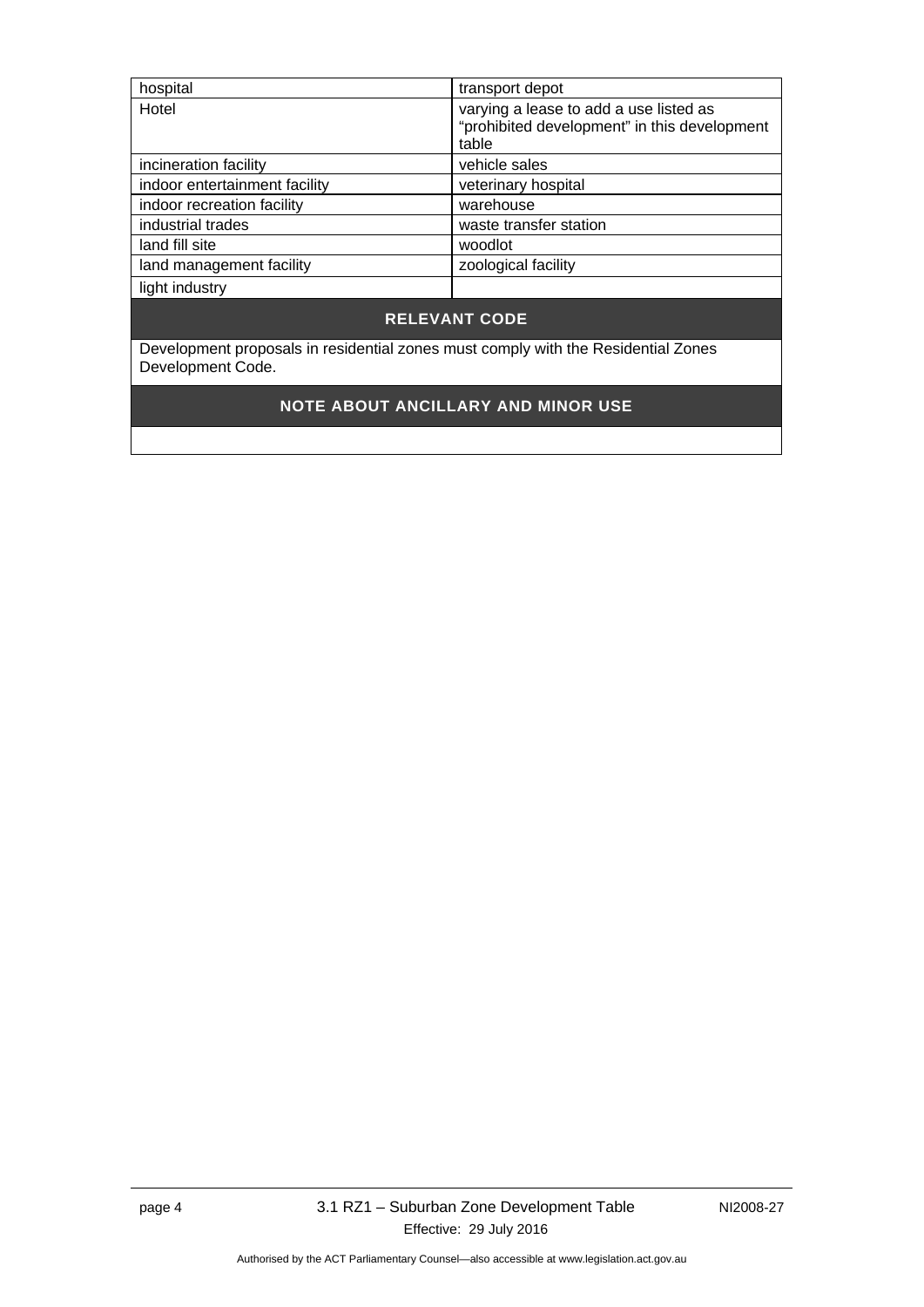| | |
|---|---|
| hospital | transport depot |
| Hotel | varying a lease to add a use listed as "prohibited development" in this development table |
| incineration facility | vehicle sales |
| indoor entertainment facility | veterinary hospital |
| indoor recreation facility | warehouse |
| industrial trades | waste transfer station |
| land fill site | woodlot |
| land management facility | zoological facility |
| light industry | |

## RELEVANT CODE

Development proposals in residential zones must comply with the Residential Zones Development Code.

## NOTE ABOUT ANCILLARY AND MINOR USE